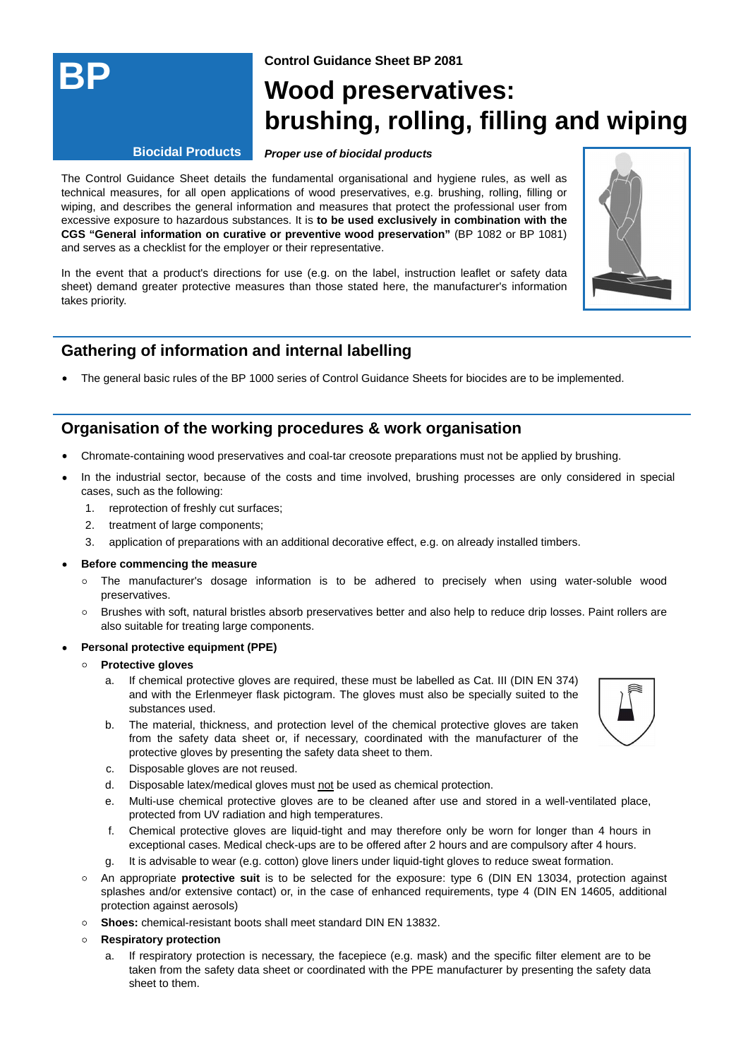BP

Biocidal Products

Control Guidance Sheet BP 2081

# Wood preservatives: brushing, rolling, filling and wiping

***Proper use of biocidal products***

The Control Guidance Sheet details the fundamental organisational and hygiene rules, as well as technical measures, for all open applications of wood preservatives, e.g. brushing, rolling, filling or wiping, and describes the general information and measures that protect the professional user from excessive exposure to hazardous substances. It is **to be used exclusively in combination with the CGS "General information on curative or preventive wood preservation"** (BP 1082 or BP 1081) and serves as a checklist for the employer or their representative.

In the event that a product's directions for use (e.g. on the label, instruction leaflet or safety data sheet) demand greater protective measures than those stated here, the manufacturer's information takes priority.

## Gathering of information and internal labelling

- The general basic rules of the BP 1000 series of Control Guidance Sheets for biocides are to be implemented.

## Organisation of the working procedures & work organisation

- Chromate-containing wood preservatives and coal-tar creosote preparations must not be applied by brushing.
- In the industrial sector, because of the costs and time involved, brushing processes are only considered in special cases, such as the following:
  1. reprotection of freshly cut surfaces;
  2. treatment of large components;
  3. application of preparations with an additional decorative effect, e.g. on already installed timbers.
- **Before commencing the measure**
  - The manufacturer's dosage information is to be adhered to precisely when using water-soluble wood preservatives.
  - Brushes with soft, natural bristles absorb preservatives better and also help to reduce drip losses. Paint rollers are also suitable for treating large components.
- **Personal protective equipment (PPE)**
  - **Protective gloves**
    a. If chemical protective gloves are required, these must be labelled as Cat. III (DIN EN 374) and with the Erlenmeyer flask pictogram. The gloves must also be specially suited to the substances used.
    b. The material, thickness, and protection level of the chemical protective gloves are taken from the safety data sheet or, if necessary, coordinated with the manufacturer of the protective gloves by presenting the safety data sheet to them.
    c. Disposable gloves are not reused.
    d. Disposable latex/medical gloves must <u>not</u> be used as chemical protection.
    e. Multi-use chemical protective gloves are to be cleaned after use and stored in a well-ventilated place, protected from UV radiation and high temperatures.
    f. Chemical protective gloves are liquid-tight and may therefore only be worn for longer than 4 hours in exceptional cases. Medical check-ups are to be offered after 2 hours and are compulsory after 4 hours.
    g. It is advisable to wear (e.g. cotton) glove liners under liquid-tight gloves to reduce sweat formation.
  - An appropriate **protective suit** is to be selected for the exposure: type 6 (DIN EN 13034, protection against splashes and/or extensive contact) or, in the case of enhanced requirements, type 4 (DIN EN 14605, additional protection against aerosols)
  - **Shoes:** chemical-resistant boots shall meet standard DIN EN 13832.
  - **Respiratory protection**
    a. If respiratory protection is necessary, the facepiece (e.g. mask) and the specific filter element are to be taken from the safety data sheet or coordinated with the PPE manufacturer by presenting the safety data sheet to them.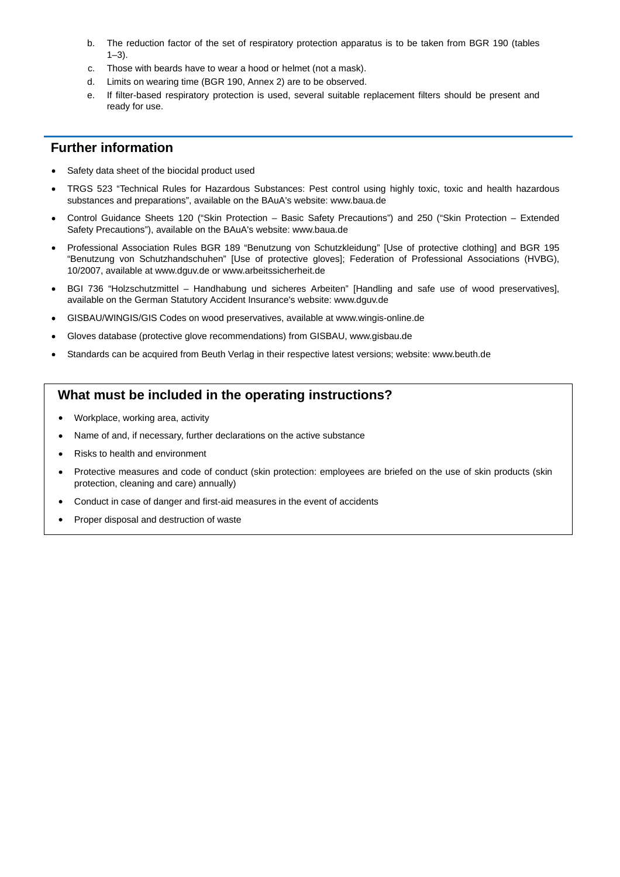b. The reduction factor of the set of respiratory protection apparatus is to be taken from BGR 190 (tables 1–3).
c. Those with beards have to wear a hood or helmet (not a mask).
d. Limits on wearing time (BGR 190, Annex 2) are to be observed.
e. If filter-based respiratory protection is used, several suitable replacement filters should be present and ready for use.

## Further information

- Safety data sheet of the biocidal product used
- TRGS 523 "Technical Rules for Hazardous Substances: Pest control using highly toxic, toxic and health hazardous substances and preparations", available on the BAuA's website: www.baua.de
- Control Guidance Sheets 120 ("Skin Protection – Basic Safety Precautions") and 250 ("Skin Protection – Extended Safety Precautions"), available on the BAuA's website: www.baua.de
- Professional Association Rules BGR 189 "Benutzung von Schutzkleidung" [Use of protective clothing] and BGR 195 "Benutzung von Schutzhandschuhen" [Use of protective gloves]; Federation of Professional Associations (HVBG), 10/2007, available at www.dguv.de or www.arbeitssicherheit.de
- BGI 736 "Holzschutzmittel – Handhabung und sicheres Arbeiten" [Handling and safe use of wood preservatives], available on the German Statutory Accident Insurance's website: www.dguv.de
- GISBAU/WINGIS/GIS Codes on wood preservatives, available at www.wingis-online.de
- Gloves database (protective glove recommendations) from GISBAU, www.gisbau.de
- Standards can be acquired from Beuth Verlag in their respective latest versions; website: www.beuth.de

## What must be included in the operating instructions?

- Workplace, working area, activity
- Name of and, if necessary, further declarations on the active substance
- Risks to health and environment
- Protective measures and code of conduct (skin protection: employees are briefed on the use of skin products (skin protection, cleaning and care) annually)
- Conduct in case of danger and first-aid measures in the event of accidents
- Proper disposal and destruction of waste